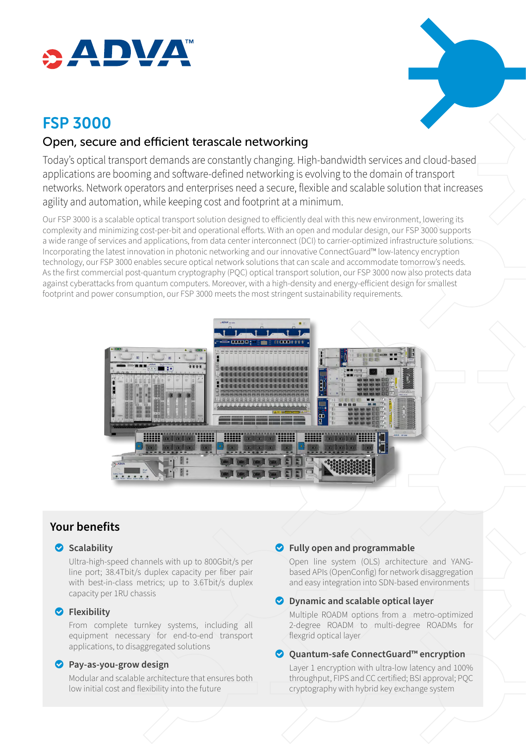# FSP 3000

## Open, secure and efficient terascale networking

Today's optical transport demands are constantly changing. High-bandwidth services and cloud-based applications are booming and software-defined networking is evolving to the domain of transport networks. Network operators and enterprises need a secure, flexible and scalable solution that increases agility and automation, while keeping cost and footprint at a minimum.

Our FSP 3000 is a scalable optical transport solution designed to efficiently deal with this new environment, lowering its complexity and minimizing cost-per-bit and operational efforts. With an open and modular design, our FSP 3000 supports a wide range of services and applications, from data center interconnect (DCI) to carrier-optimized infrastructure solutions. Incorporating the latest innovation in photonic networking and our innovative ConnectGuard™ low-latency encryption technology, our FSP 3000 enables secure optical network solutions that can scale and accommodate tomorrow's needs. As the first commercial post-quantum cryptography (PQC) optical transport solution, our FSP 3000 now also protects data against cyberattacks from quantum computers. Moreover, with a high-density and energy-efficient design for smallest footprint and power consumption, our FSP 3000 meets the most stringent sustainability requirements.

## Your benefits

- **Scalability**
  Ultra-high-speed channels with up to 800Gbit/s per line port; 38.4Tbit/s duplex capacity per fiber pair with best-in-class metrics; up to 3.6Tbit/s duplex capacity per 1RU chassis

- **Flexibility**
  From complete turnkey systems, including all equipment necessary for end-to-end transport applications, to disaggregated solutions

- **Pay-as-you-grow design**
  Modular and scalable architecture that ensures both low initial cost and flexibility into the future

- **Fully open and programmable**
  Open line system (OLS) architecture and YANG-based APIs (OpenConfig) for network disaggregation and easy integration into SDN-based environments

- **Dynamic and scalable optical layer**
  Multiple ROADM options from a metro-optimized 2-degree ROADM to multi-degree ROADMs for flexgrid optical layer

- **Quantum-safe ConnectGuard™ encryption**
  Layer 1 encryption with ultra-low latency and 100% throughput, FIPS and CC certified; BSI approval; PQC cryptography with hybrid key exchange system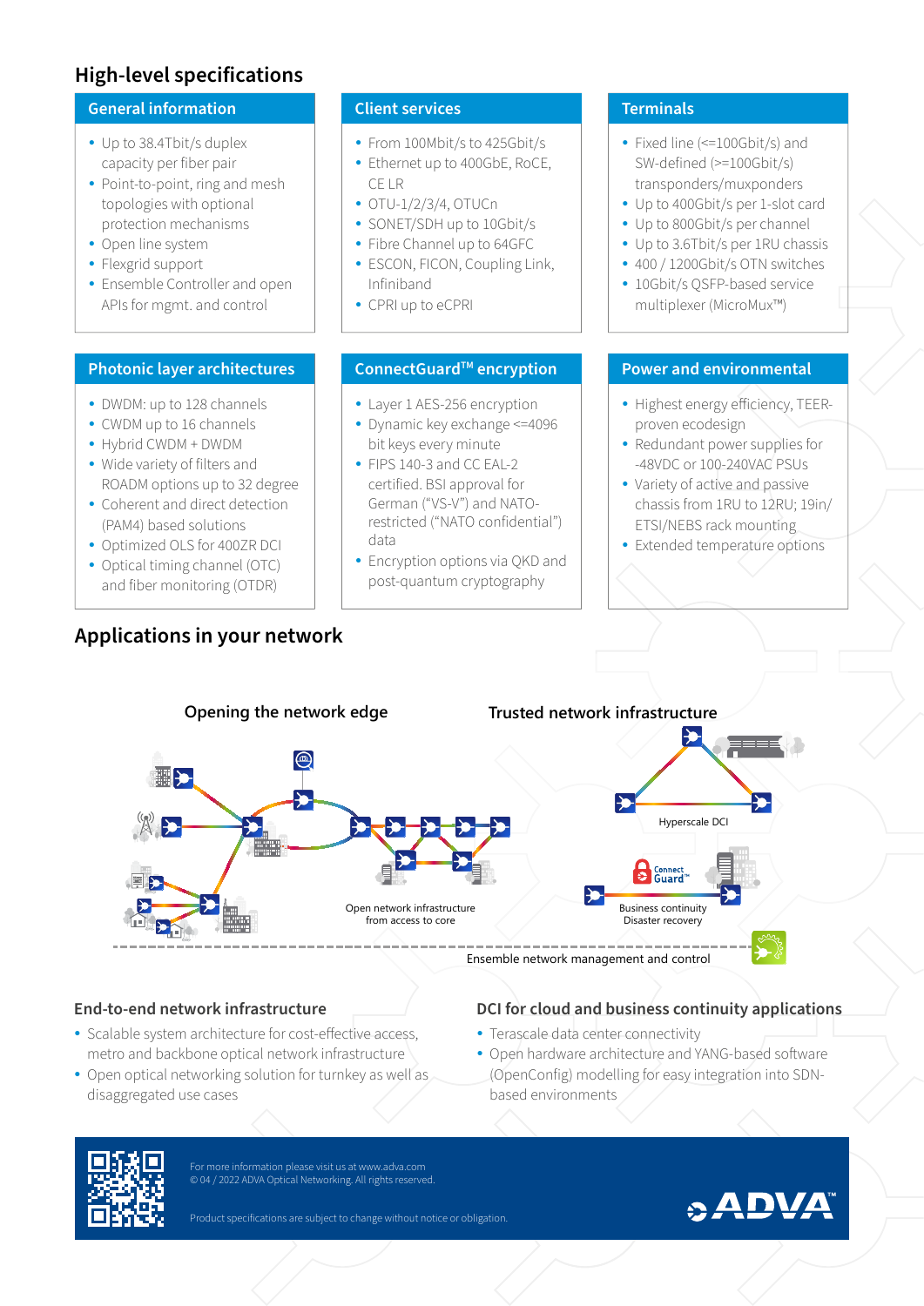## High-level specifications

### General information

- Up to 38.4Tbit/s duplex capacity per fiber pair
- Point-to-point, ring and mesh topologies with optional protection mechanisms
- Open line system
- Flexgrid support
- Ensemble Controller and open APIs for mgmt. and control

### Client services

- From 100Mbit/s to 425Gbit/s
- Ethernet up to 400GbE, RoCE, CE LR
- OTU-1/2/3/4, OTUCn
- SONET/SDH up to 10Gbit/s
- Fibre Channel up to 64GFC
- ESCON, FICON, Coupling Link, Infiniband
- CPRI up to eCPRI

### Terminals

- Fixed line (<=100Gbit/s) and SW-defined (>=100Gbit/s) transponders/muxponders
- Up to 400Gbit/s per 1-slot card
- Up to 800Gbit/s per channel
- Up to 3.6Tbit/s per 1RU chassis
- 400 / 1200Gbit/s OTN switches
- 10Gbit/s QSFP-based service multiplexer (MicroMux™)

### Photonic layer architectures

- DWDM: up to 128 channels
- CWDM up to 16 channels
- Hybrid CWDM + DWDM
- Wide variety of filters and ROADM options up to 32 degree
- Coherent and direct detection (PAM4) based solutions
- Optimized OLS for 400ZR DCI
- Optical timing channel (OTC) and fiber monitoring (OTDR)

### ConnectGuard™ encryption

- Layer 1 AES-256 encryption
- Dynamic key exchange <=4096 bit keys every minute
- FIPS 140-3 and CC EAL-2 certified. BSI approval for German ("VS-V") and NATO-restricted ("NATO confidential") data
- Encryption options via QKD and post-quantum cryptography

### Power and environmental

- Highest energy efficiency, TEER-proven ecodesign
- Redundant power supplies for -48VDC or 100-240VAC PSUs
- Variety of active and passive chassis from 1RU to 12RU; 19in/ETSI/NEBS rack mounting
- Extended temperature options

## Applications in your network

Opening the network edge

Trusted network infrastructure

Hyperscale DCI

Open network infrastructure from access to core

Business continuity Disaster recovery

Ensemble network management and control

### End-to-end network infrastructure

- Scalable system architecture for cost-effective access, metro and backbone optical network infrastructure
- Open optical networking solution for turnkey as well as disaggregated use cases

### DCI for cloud and business continuity applications

- Terascale data center connectivity
- Open hardware architecture and YANG-based software (OpenConfig) modelling for easy integration into SDN-based environments

For more information please visit us at www.adva.com
© 04 / 2022 ADVA Optical Networking. All rights reserved.

Product specifications are subject to change without notice or obligation.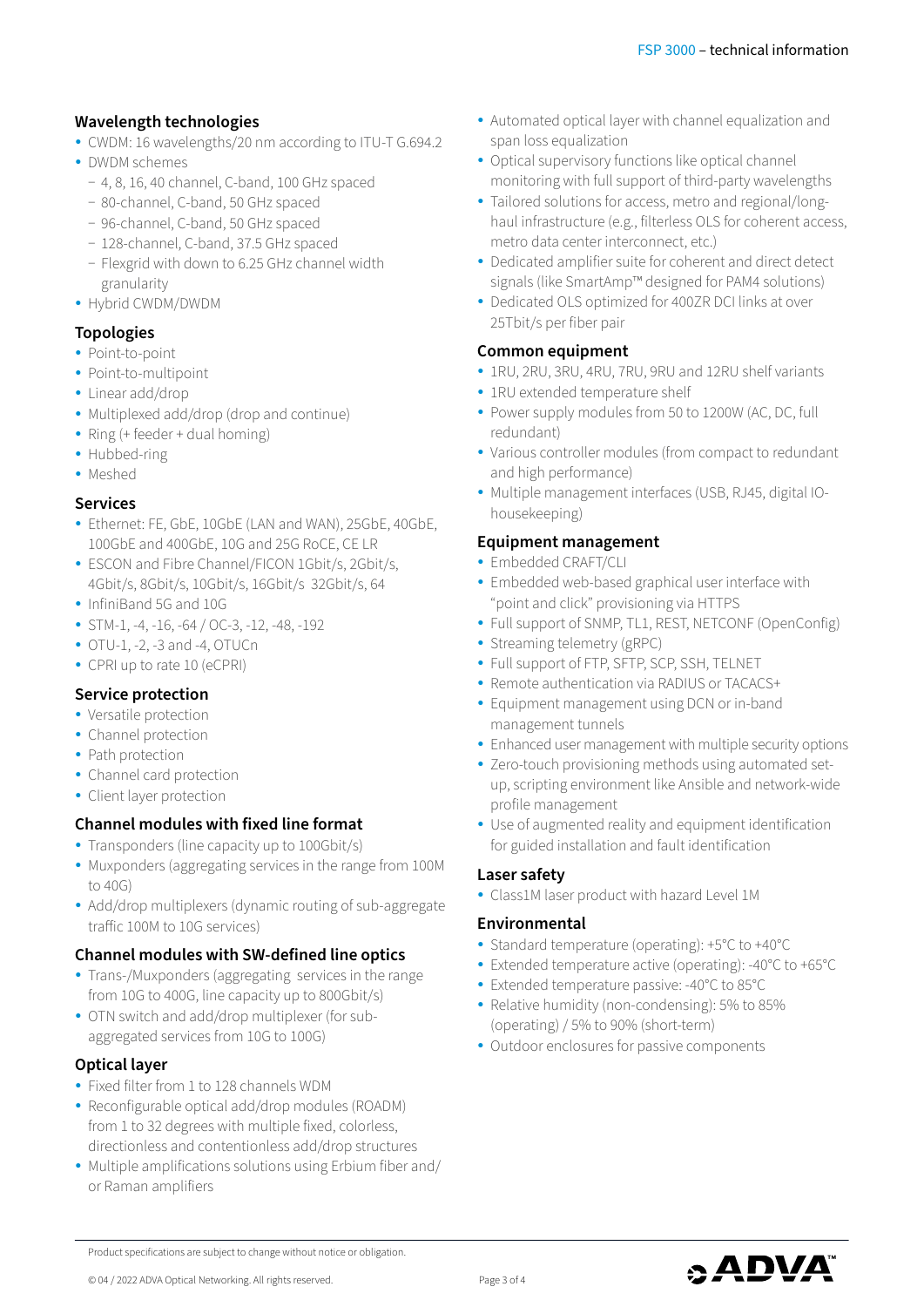## Wavelength technologies

- CWDM: 16 wavelengths/20 nm according to ITU-T G.694.2
- DWDM schemes
  - 4, 8, 16, 40 channel, C-band, 100 GHz spaced
  - 80-channel, C-band, 50 GHz spaced
  - 96-channel, C-band, 50 GHz spaced
  - 128-channel, C-band, 37.5 GHz spaced
  - Flexgrid with down to 6.25 GHz channel width granularity
- Hybrid CWDM/DWDM

## Topologies

- Point-to-point
- Point-to-multipoint
- Linear add/drop
- Multiplexed add/drop (drop and continue)
- Ring (+ feeder + dual homing)
- Hubbed-ring
- Meshed

## Services

- Ethernet: FE, GbE, 10GbE (LAN and WAN), 25GbE, 40GbE, 100GbE and 400GbE, 10G and 25G RoCE, CE LR
- ESCON and Fibre Channel/FICON 1Gbit/s, 2Gbit/s, 4Gbit/s, 8Gbit/s, 10Gbit/s, 16Gbit/s 32Gbit/s, 64
- InfiniBand 5G and 10G
- STM-1, -4, -16, -64 / OC-3, -12, -48, -192
- OTU-1, -2, -3 and -4, OTUCn
- CPRI up to rate 10 (eCPRI)

## Service protection

- Versatile protection
- Channel protection
- Path protection
- Channel card protection
- Client layer protection

## Channel modules with fixed line format

- Transponders (line capacity up to 100Gbit/s)
- Muxponders (aggregating services in the range from 100M to 40G)
- Add/drop multiplexers (dynamic routing of sub-aggregate traffic 100M to 10G services)

## Channel modules with SW-defined line optics

- Trans-/Muxponders (aggregating services in the range from 10G to 400G, line capacity up to 800Gbit/s)
- OTN switch and add/drop multiplexer (for sub-aggregated services from 10G to 100G)

## Optical layer

- Fixed filter from 1 to 128 channels WDM
- Reconfigurable optical add/drop modules (ROADM) from 1 to 32 degrees with multiple fixed, colorless, directionless and contentionless add/drop structures
- Multiple amplifications solutions using Erbium fiber and/or Raman amplifiers
- Automated optical layer with channel equalization and span loss equalization
- Optical supervisory functions like optical channel monitoring with full support of third-party wavelengths
- Tailored solutions for access, metro and regional/long-haul infrastructure (e.g., filterless OLS for coherent access, metro data center interconnect, etc.)
- Dedicated amplifier suite for coherent and direct detect signals (like SmartAmp™ designed for PAM4 solutions)
- Dedicated OLS optimized for 400ZR DCI links at over 25Tbit/s per fiber pair

## Common equipment

- 1RU, 2RU, 3RU, 4RU, 7RU, 9RU and 12RU shelf variants
- 1RU extended temperature shelf
- Power supply modules from 50 to 1200W (AC, DC, full redundant)
- Various controller modules (from compact to redundant and high performance)
- Multiple management interfaces (USB, RJ45, digital IO-housekeeping)

## Equipment management

- Embedded CRAFT/CLI
- Embedded web-based graphical user interface with “point and click” provisioning via HTTPS
- Full support of SNMP, TL1, REST, NETCONF (OpenConfig)
- Streaming telemetry (gRPC)
- Full support of FTP, SFTP, SCP, SSH, TELNET
- Remote authentication via RADIUS or TACACS+
- Equipment management using DCN or in-band management tunnels
- Enhanced user management with multiple security options
- Zero-touch provisioning methods using automated set-up, scripting environment like Ansible and network-wide profile management
- Use of augmented reality and equipment identification for guided installation and fault identification

## Laser safety

- Class1M laser product with hazard Level 1M

## Environmental

- Standard temperature (operating): +5°C to +40°C
- Extended temperature active (operating): -40°C to +65°C
- Extended temperature passive: -40°C to 85°C
- Relative humidity (non-condensing): 5% to 85% (operating) / 5% to 90% (short-term)
- Outdoor enclosures for passive components

Product specifications are subject to change without notice or obligation.

© 04 / 2022 ADVA Optical Networking. All rights reserved.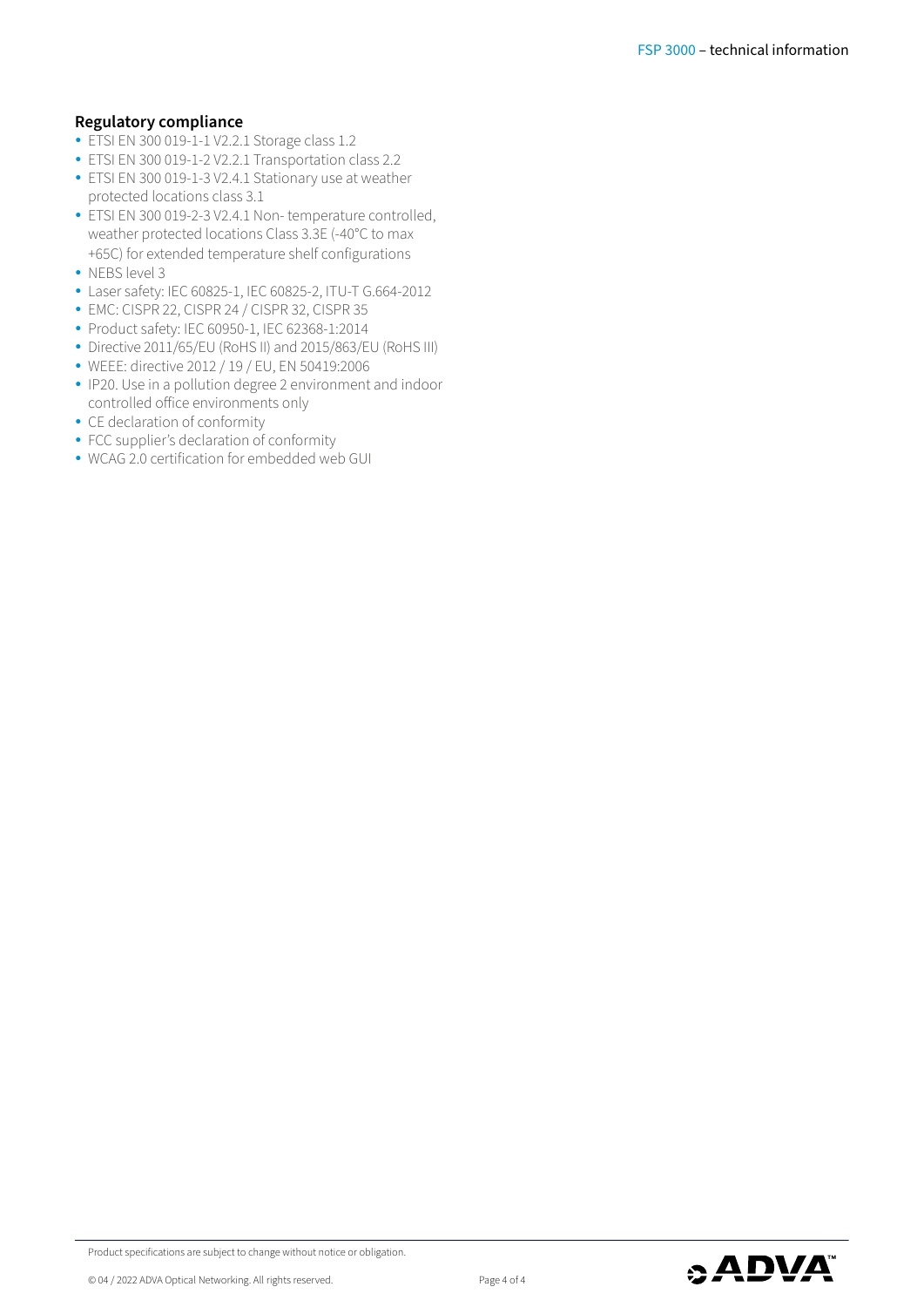## Regulatory compliance

- ETSI EN 300 019-1-1 V2.2.1 Storage class 1.2
- ETSI EN 300 019-1-2 V2.2.1 Transportation class 2.2
- ETSI EN 300 019-1-3 V2.4.1 Stationary use at weather protected locations class 3.1
- ETSI EN 300 019-2-3 V2.4.1 Non- temperature controlled, weather protected locations Class 3.3E (-40°C to max +65C) for extended temperature shelf configurations
- NEBS level 3
- Laser safety: IEC 60825-1, IEC 60825-2, ITU-T G.664-2012
- EMC: CISPR 22, CISPR 24 / CISPR 32, CISPR 35
- Product safety: IEC 60950-1, IEC 62368-1:2014
- Directive 2011/65/EU (RoHS II) and 2015/863/EU (RoHS III)
- WEEE: directive 2012 / 19 / EU, EN 50419:2006
- IP20. Use in a pollution degree 2 environment and indoor controlled office environments only
- CE declaration of conformity
- FCC supplier's declaration of conformity
- WCAG 2.0 certification for embedded web GUI

Product specifications are subject to change without notice or obligation.

© 04 / 2022 ADVA Optical Networking. All rights reserved.